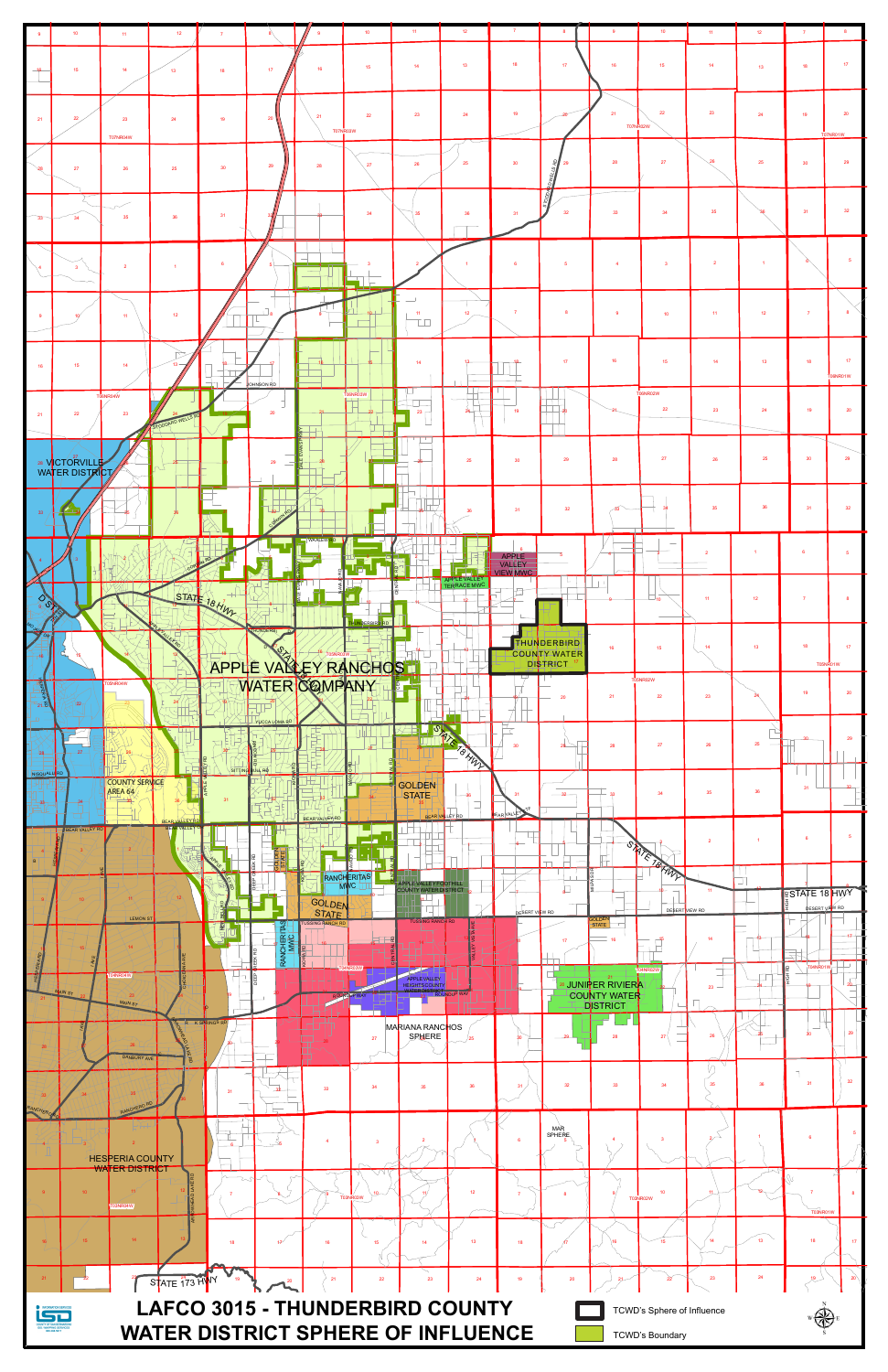# LAFCO 3015 - THUNDERBIRD COUNTY WATER DISTRICT SPHERE OF INFLUENCE

VICTORVILLE WATER DISTRICT

APPLE VALLEY RANCHOS WATER COMPANY

APPLE VALLEY VIEW MWC

APPLE VALLEY TERRACE MWC

THUNDERBIRD COUNTY WATER DISTRICT

COUNTY SERVICE AREA 64

GOLDEN STATE

RANCHERITAS MWC

APPLE VALLEY FOOTHILL COUNTY WATER DISTRICT

APPLE VALLEY HEIGHTS COUNTY WATER DISTRICT

MARIANA RANCHOS SPHERE

JUNIPER RIVIERA COUNTY WATER DISTRICT

HESPERIA COUNTY WATER DISTRICT

MAR SPHERE

STATE 18 HWY

STATE 173 HWY

D STREET

TCWD's Sphere of Influence

TCWD's Boundary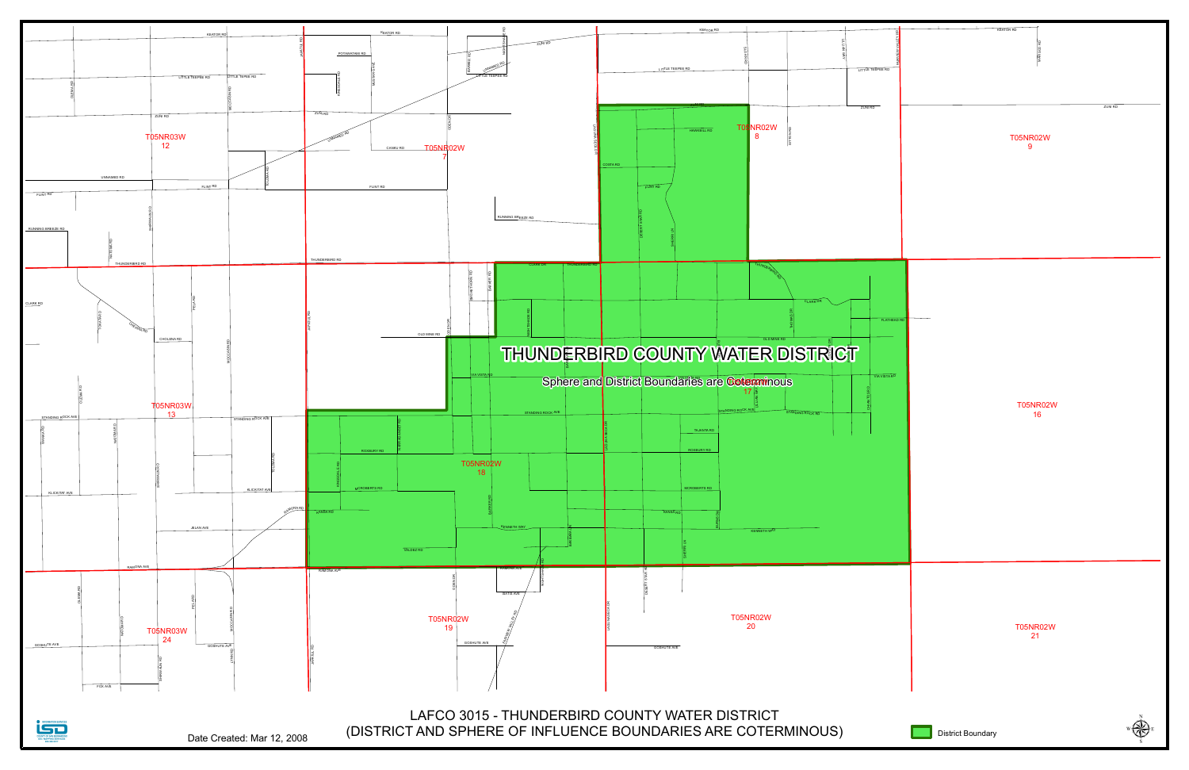# THUNDERBIRD COUNTY WATER DISTRICT

Sphere and District Boundaries are Coterminous

T05NR03W 12

T05NR02W 7

T05NR02W 8

T05NR02W 9

T05NR03W 13

T05NR02W 17

T05NR02W 16

T05NR02W 18

T05NR03W 24

T05NR02W 19

T05NR02W 20

T05NR02W 21

LAFCO 3015 - THUNDERBIRD COUNTY WATER DISTRICT
(DISTRICT AND SPHERE OF INFLUENCE BOUNDARIES ARE COTERMINOUS)

Date Created: Mar 12, 2008

District Boundary